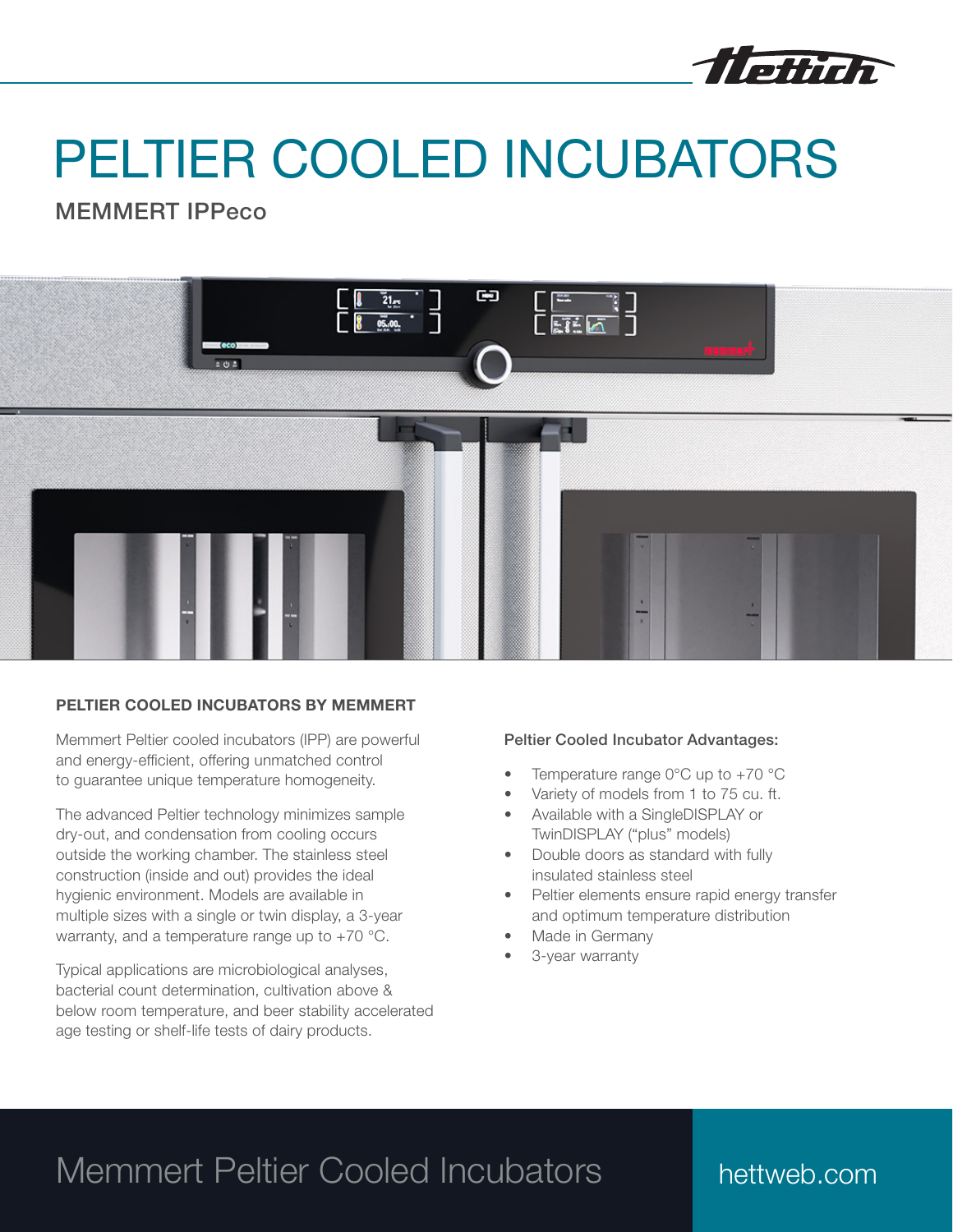# PELTIER COOLED INCUBATORS

## MEMMERT IPPeco

### PELTIER COOLED INCUBATORS BY MEMMERT

Memmert Peltier cooled incubators (IPP) are powerful and energy-efficient, offering unmatched control to guarantee unique temperature homogeneity.

The advanced Peltier technology minimizes sample dry-out, and condensation from cooling occurs outside the working chamber. The stainless steel construction (inside and out) provides the ideal hygienic environment. Models are available in multiple sizes with a single or twin display, a 3-year warranty, and a temperature range up to +70 °C.

Typical applications are microbiological analyses, bacterial count determination, cultivation above & below room temperature, and beer stability accelerated age testing or shelf-life tests of dairy products.

Peltier Cooled Incubator Advantages:

- Temperature range 0°C up to +70 °C
- Variety of models from 1 to 75 cu. ft.
- Available with a SingleDISPLAY or TwinDISPLAY ("plus" models)
- Double doors as standard with fully insulated stainless steel
- Peltier elements ensure rapid energy transfer and optimum temperature distribution
- Made in Germany
- 3-year warranty

Memmert Peltier Cooled Incubators

hettweb.com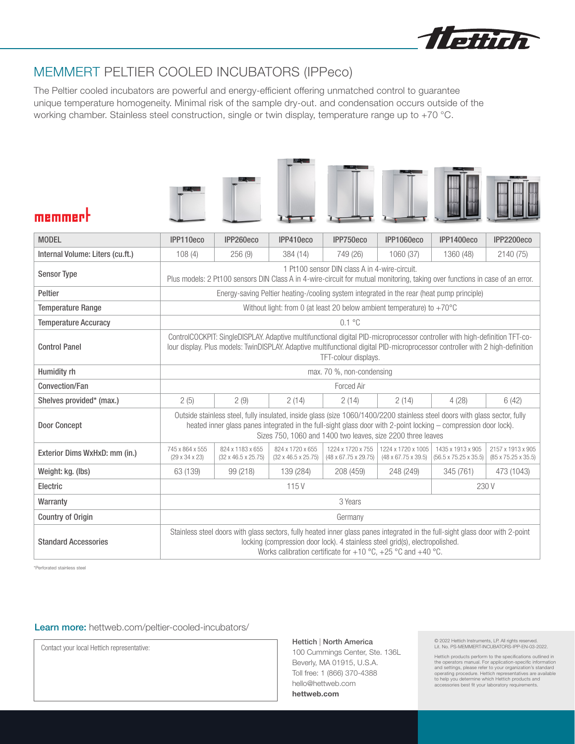# MEMMERT PELTIER COOLED INCUBATORS (IPPeco)

The Peltier cooled incubators are powerful and energy-efficient offering unmatched control to guarantee unique temperature homogeneity. Minimal risk of the sample dry-out. and condensation occurs outside of the working chamber. Stainless steel construction, single or twin display, temperature range up to +70 °C.

memmert

| MODEL | IPP110eco | IPP260eco | IPP410eco | IPP750eco | IPP1060eco | IPP1400eco | IPP2200eco |
|---|---|---|---|---|---|---|---|
| Internal Volume: Liters (cu.ft.) | 108 (4) | 256 (9) | 384 (14) | 749 (26) | 1060 (37) | 1360 (48) | 2140 (75) |
| Sensor Type | 1 Pt100 sensor DIN class A in 4-wire-circuit. Plus models: 2 Pt100 sensors DIN Class A in 4-wire-circuit for mutual monitoring, taking over functions in case of an error. | | | | | | |
| Peltier | Energy-saving Peltier heating-/cooling system integrated in the rear (heat pump principle) | | | | | | |
| Temperature Range | Without light: from 0 (at least 20 below ambient temperature) to +70°C | | | | | | |
| Temperature Accuracy | 0.1 °C | | | | | | |
| Control Panel | ControlCOCKPIT: SingleDISPLAY. Adaptive multifunctional digital PID-microprocessor controller with high-definition TFT-colour display. Plus models: TwinDISPLAY. Adaptive multifunctional digital PID-microprocessor controller with 2 high-definition TFT-colour displays. | | | | | | |
| Humidity rh | max. 70 %, non-condensing | | | | | | |
| Convection/Fan | Forced Air | | | | | | |
| Shelves provided* (max.) | 2 (5) | 2 (9) | 2 (14) | 2 (14) | 2 (14) | 4 (28) | 6 (42) |
| Door Concept | Outside stainless steel, fully insulated, inside glass (size 1060/1400/2200 stainless steel doors with glass sector, fully heated inner glass panes integrated in the full-sight glass door with 2-point locking – compression door lock). Sizes 750, 1060 and 1400 two leaves, size 2200 three leaves | | | | | | |
| Exterior Dims WxHxD: mm (in.) | 745 x 864 x 555 (29 x 34 x 23) | 824 x 1183 x 655 (32 x 46.5 x 25.75) | 824 x 1720 x 655 (32 x 46.5 x 25.75) | 1224 x 1720 x 755 (48 x 67.75 x 29.75) | 1224 x 1720 x 1005 (48 x 67.75 x 39.5) | 1435 x 1913 x 905 (56.5 x 75.25 x 35.5) | 2157 x 1913 x 905 (85 x 75.25 x 35.5) |
| Weight: kg. (lbs) | 63 (139) | 99 (218) | 139 (284) | 208 (459) | 248 (249) | 345 (761) | 473 (1043) |
| Electric | 115 V | | | | | 230 V | |
| Warranty | 3 Years | | | | | | |
| Country of Origin | Germany | | | | | | |
| Standard Accessories | Stainless steel doors with glass sectors, fully heated inner glass panes integrated in the full-sight glass door with 2-point locking (compression door lock). 4 stainless steel grid(s), electropolished. Works calibration certificate for +10 °C, +25 °C and +40 °C. | | | | | | |

*Perforated stainless steel

**Learn more:** hettweb.com/peltier-cooled-incubators/

Contact your local Hettich representative:

**Hettich** | **North America**
100 Cummings Center, Ste. 136L
Beverly, MA 01915, U.S.A.
Toll free: 1 (866) 370-4388
hello@hettweb.com
**hettweb.com**

© 2022 Hettich Instruments, LP. All rights reserved.
Lit. No. PS-MEMMERT-INCUBATORS-IPP-EN-03-2022.

Hettich products perform to the specifications outlined in the operators manual. For application-specific information and settings, please refer to your organization's standard operating procedure. Hettich representatives are available to help you determine which Hettich products and accessories best fit your laboratory requirements.